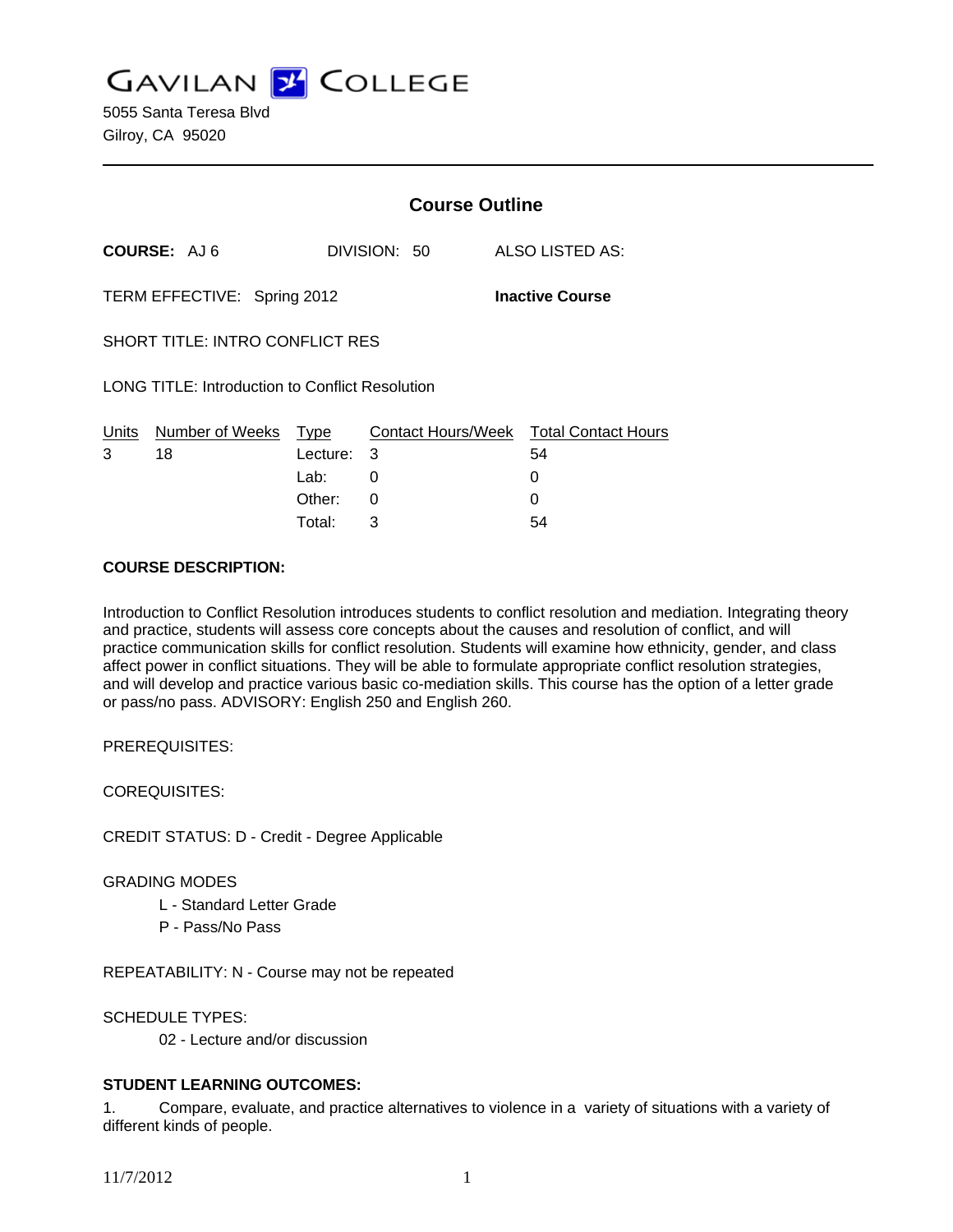# GAVILAN COLLEGE

5055 Santa Teresa Blvd
Gilroy, CA 95020

---

## Course Outline

**COURSE:** AJ 6 DIVISION: 50 ALSO LISTED AS:

TERM EFFECTIVE: Spring 2012 **Inactive Course**

SHORT TITLE: INTRO CONFLICT RES

LONG TITLE: Introduction to Conflict Resolution

| Units | Number of Weeks | Type | Contact Hours/Week | Total Contact Hours |
|---|---|---|---|---|
| 3 | 18 | Lecture: | 3 | 54 |
| | | Lab: | 0 | 0 |
| | | Other: | 0 | 0 |
| | | Total: | 3 | 54 |

**COURSE DESCRIPTION:**

Introduction to Conflict Resolution introduces students to conflict resolution and mediation. Integrating theory and practice, students will assess core concepts about the causes and resolution of conflict, and will practice communication skills for conflict resolution. Students will examine how ethnicity, gender, and class affect power in conflict situations. They will be able to formulate appropriate conflict resolution strategies, and will develop and practice various basic co-mediation skills. This course has the option of a letter grade or pass/no pass. ADVISORY: English 250 and English 260.

PREREQUISITES:

COREQUISITES:

CREDIT STATUS: D - Credit - Degree Applicable

GRADING MODES

- L - Standard Letter Grade
- P - Pass/No Pass

REPEATABILITY: N - Course may not be repeated

SCHEDULE TYPES:

- 02 - Lecture and/or discussion

**STUDENT LEARNING OUTCOMES:**

1. Compare, evaluate, and practice alternatives to violence in a variety of situations with a variety of different kinds of people.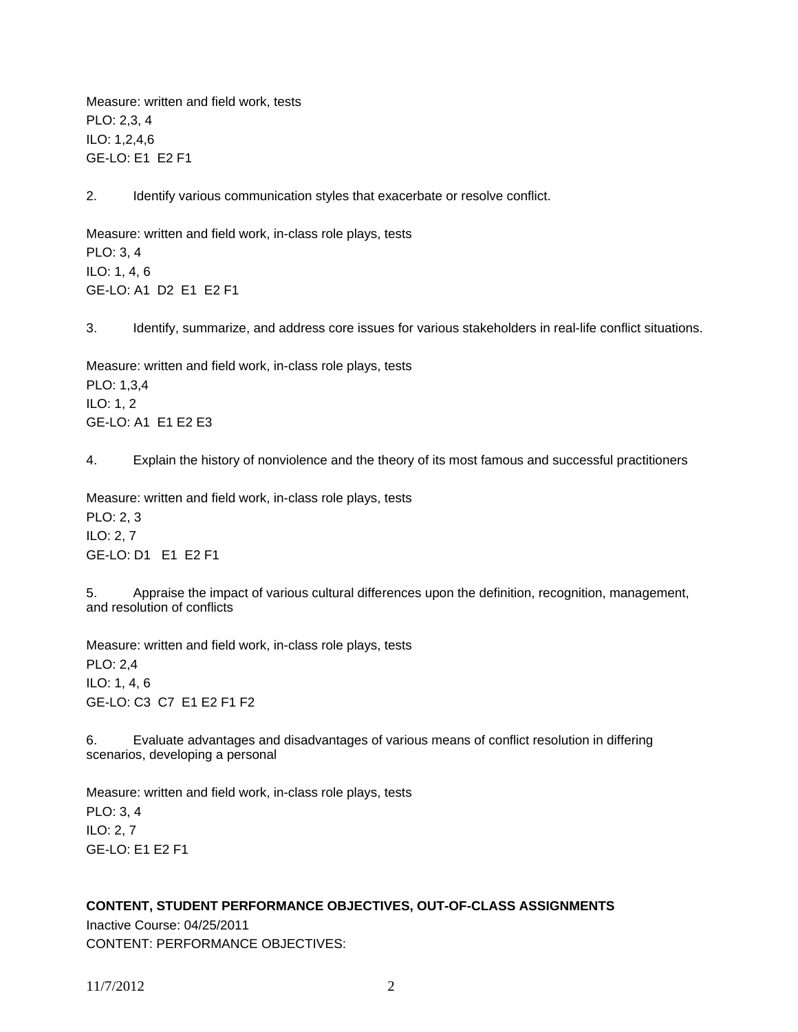Measure: written and field work, tests
PLO: 2,3, 4
ILO: 1,2,4,6
GE-LO: E1  E2 F1

2.        Identify various communication styles that exacerbate or resolve conflict.

Measure: written and field work, in-class role plays, tests
PLO: 3, 4
ILO: 1, 4, 6
GE-LO: A1  D2  E1  E2 F1

3.        Identify, summarize, and address core issues for various stakeholders in real-life conflict situations.

Measure: written and field work, in-class role plays, tests
PLO: 1,3,4
ILO: 1, 2
GE-LO: A1  E1 E2 E3

4.        Explain the history of nonviolence and the theory of its most famous and successful practitioners

Measure: written and field work, in-class role plays, tests
PLO: 2, 3
ILO: 2, 7
GE-LO: D1   E1  E2 F1

5.        Appraise the impact of various cultural differences upon the definition, recognition, management, and resolution of conflicts

Measure: written and field work, in-class role plays, tests
PLO: 2,4
ILO: 1, 4, 6
GE-LO: C3  C7  E1 E2 F1 F2

6.        Evaluate advantages and disadvantages of various means of conflict resolution in differing scenarios, developing a personal

Measure: written and field work, in-class role plays, tests
PLO: 3, 4
ILO: 2, 7
GE-LO: E1 E2 F1

**CONTENT, STUDENT PERFORMANCE OBJECTIVES, OUT-OF-CLASS ASSIGNMENTS**

Inactive Course: 04/25/2011
CONTENT: PERFORMANCE OBJECTIVES: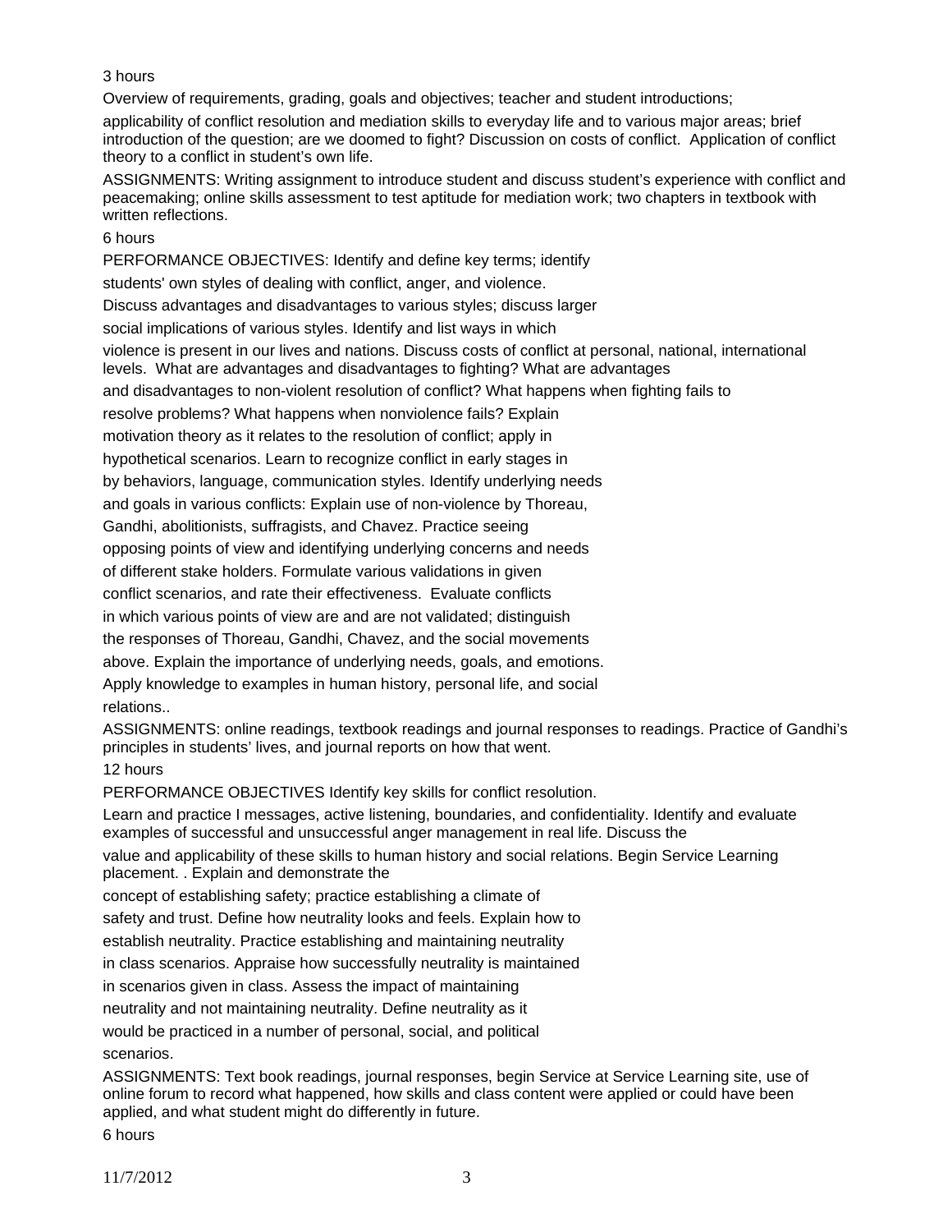3 hours

Overview of requirements, grading, goals and objectives; teacher and student introductions;

applicability of conflict resolution and mediation skills to everyday life and to various major areas; brief introduction of the question; are we doomed to fight? Discussion on costs of conflict. Application of conflict theory to a conflict in student's own life.

ASSIGNMENTS: Writing assignment to introduce student and discuss student's experience with conflict and peacemaking; online skills assessment to test aptitude for mediation work; two chapters in textbook with written reflections.

6 hours

PERFORMANCE OBJECTIVES: Identify and define key terms; identify students' own styles of dealing with conflict, anger, and violence. Discuss advantages and disadvantages to various styles; discuss larger social implications of various styles. Identify and list ways in which violence is present in our lives and nations. Discuss costs of conflict at personal, national, international levels. What are advantages and disadvantages to fighting? What are advantages and disadvantages to non-violent resolution of conflict? What happens when fighting fails to resolve problems? What happens when nonviolence fails? Explain motivation theory as it relates to the resolution of conflict; apply in hypothetical scenarios. Learn to recognize conflict in early stages in by behaviors, language, communication styles. Identify underlying needs and goals in various conflicts: Explain use of non-violence by Thoreau, Gandhi, abolitionists, suffragists, and Chavez. Practice seeing opposing points of view and identifying underlying concerns and needs of different stake holders. Formulate various validations in given conflict scenarios, and rate their effectiveness. Evaluate conflicts in which various points of view are and are not validated; distinguish the responses of Thoreau, Gandhi, Chavez, and the social movements above. Explain the importance of underlying needs, goals, and emotions. Apply knowledge to examples in human history, personal life, and social relations..

ASSIGNMENTS: online readings, textbook readings and journal responses to readings. Practice of Gandhi's principles in students' lives, and journal reports on how that went.

12 hours

PERFORMANCE OBJECTIVES Identify key skills for conflict resolution. Learn and practice I messages, active listening, boundaries, and confidentiality. Identify and evaluate examples of successful and unsuccessful anger management in real life. Discuss the value and applicability of these skills to human history and social relations. Begin Service Learning placement. . Explain and demonstrate the concept of establishing safety; practice establishing a climate of safety and trust. Define how neutrality looks and feels. Explain how to establish neutrality. Practice establishing and maintaining neutrality in class scenarios. Appraise how successfully neutrality is maintained in scenarios given in class. Assess the impact of maintaining neutrality and not maintaining neutrality. Define neutrality as it would be practiced in a number of personal, social, and political scenarios.

ASSIGNMENTS: Text book readings, journal responses, begin Service at Service Learning site, use of online forum to record what happened, how skills and class content were applied or could have been applied, and what student might do differently in future.

6 hours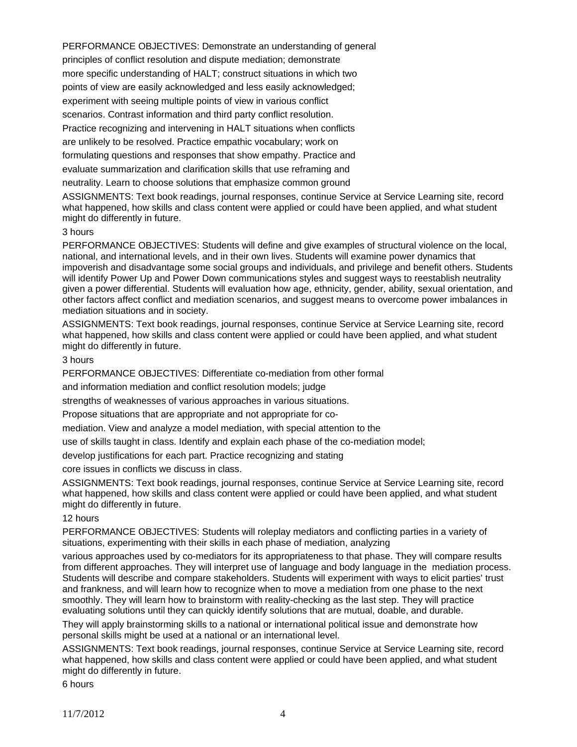PERFORMANCE OBJECTIVES: Demonstrate an understanding of general principles of conflict resolution and dispute mediation; demonstrate more specific understanding of HALT; construct situations in which two points of view are easily acknowledged and less easily acknowledged; experiment with seeing multiple points of view in various conflict scenarios. Contrast information and third party conflict resolution. Practice recognizing and intervening in HALT situations when conflicts are unlikely to be resolved. Practice empathic vocabulary; work on formulating questions and responses that show empathy. Practice and evaluate summarization and clarification skills that use reframing and neutrality. Learn to choose solutions that emphasize common ground

ASSIGNMENTS: Text book readings, journal responses, continue Service at Service Learning site, record what happened, how skills and class content were applied or could have been applied, and what student might do differently in future.

3 hours

PERFORMANCE OBJECTIVES: Students will define and give examples of structural violence on the local, national, and international levels, and in their own lives. Students will examine power dynamics that impoverish and disadvantage some social groups and individuals, and privilege and benefit others. Students will identify Power Up and Power Down communications styles and suggest ways to reestablish neutrality given a power differential. Students will evaluation how age, ethnicity, gender, ability, sexual orientation, and other factors affect conflict and mediation scenarios, and suggest means to overcome power imbalances in mediation situations and in society.

ASSIGNMENTS: Text book readings, journal responses, continue Service at Service Learning site, record what happened, how skills and class content were applied or could have been applied, and what student might do differently in future.

3 hours

PERFORMANCE OBJECTIVES: Differentiate co-mediation from other formal and information mediation and conflict resolution models; judge strengths of weaknesses of various approaches in various situations. Propose situations that are appropriate and not appropriate for co-mediation. View and analyze a model mediation, with special attention to the use of skills taught in class. Identify and explain each phase of the co-mediation model; develop justifications for each part. Practice recognizing and stating core issues in conflicts we discuss in class.

ASSIGNMENTS: Text book readings, journal responses, continue Service at Service Learning site, record what happened, how skills and class content were applied or could have been applied, and what student might do differently in future.

12 hours

PERFORMANCE OBJECTIVES: Students will roleplay mediators and conflicting parties in a variety of situations, experimenting with their skills in each phase of mediation, analyzing various approaches used by co-mediators for its appropriateness to that phase. They will compare results from different approaches. They will interpret use of language and body language in the mediation process. Students will describe and compare stakeholders. Students will experiment with ways to elicit parties' trust and frankness, and will learn how to recognize when to move a mediation from one phase to the next smoothly. They will learn how to brainstorm with reality-checking as the last step. They will practice evaluating solutions until they can quickly identify solutions that are mutual, doable, and durable.

They will apply brainstorming skills to a national or international political issue and demonstrate how personal skills might be used at a national or an international level.

ASSIGNMENTS: Text book readings, journal responses, continue Service at Service Learning site, record what happened, how skills and class content were applied or could have been applied, and what student might do differently in future.

6 hours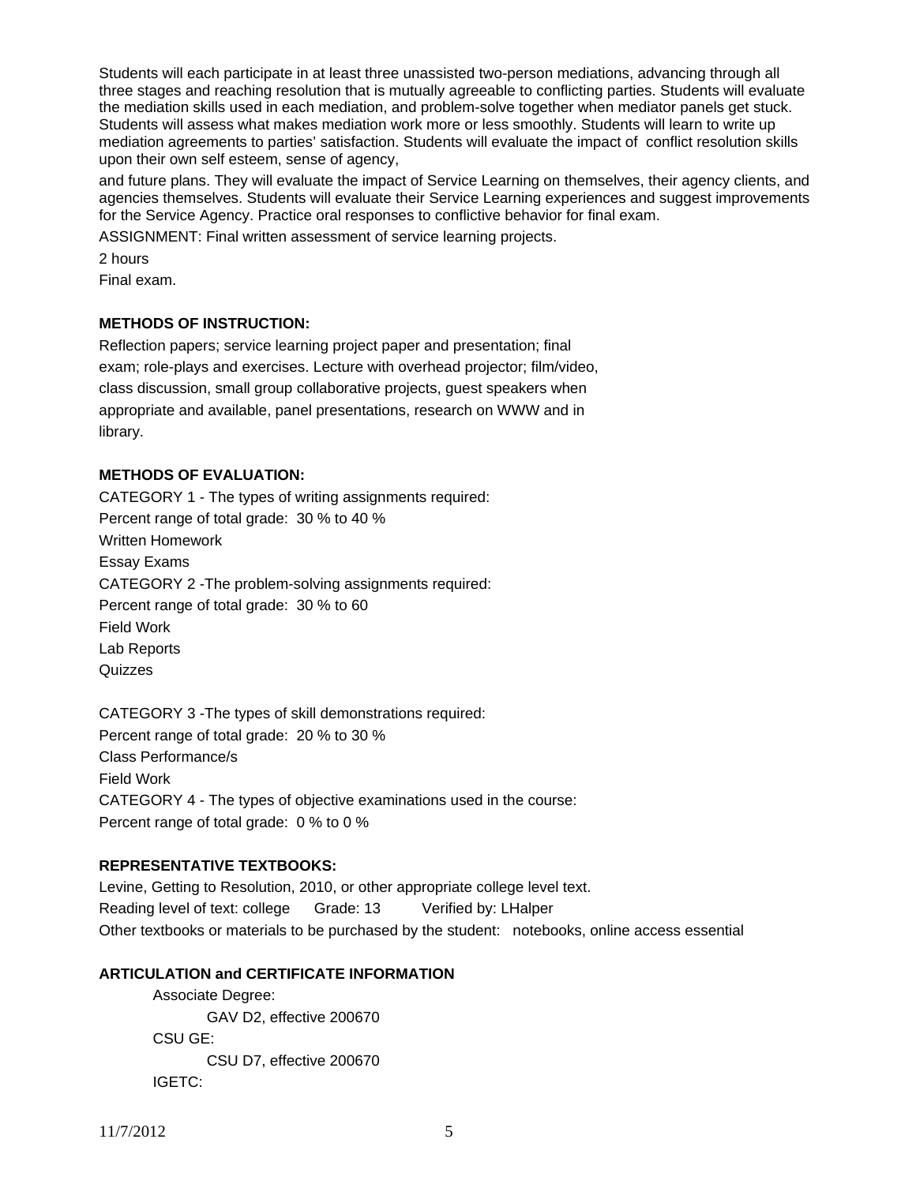Students will each participate in at least three unassisted two-person mediations, advancing through all three stages and reaching resolution that is mutually agreeable to conflicting parties. Students will evaluate the mediation skills used in each mediation, and problem-solve together when mediator panels get stuck. Students will assess what makes mediation work more or less smoothly. Students will learn to write up mediation agreements to parties' satisfaction. Students will evaluate the impact of conflict resolution skills upon their own self esteem, sense of agency,

and future plans. They will evaluate the impact of Service Learning on themselves, their agency clients, and agencies themselves. Students will evaluate their Service Learning experiences and suggest improvements for the Service Agency. Practice oral responses to conflictive behavior for final exam.

ASSIGNMENT: Final written assessment of service learning projects.

2 hours

Final exam.

**METHODS OF INSTRUCTION:**

Reflection papers; service learning project paper and presentation; final exam; role-plays and exercises. Lecture with overhead projector; film/video, class discussion, small group collaborative projects, guest speakers when appropriate and available, panel presentations, research on WWW and in library.

**METHODS OF EVALUATION:**

CATEGORY 1 - The types of writing assignments required:
Percent range of total grade: 30 % to 40 %
Written Homework
Essay Exams
CATEGORY 2 -The problem-solving assignments required:
Percent range of total grade: 30 % to 60
Field Work
Lab Reports
Quizzes

CATEGORY 3 -The types of skill demonstrations required:
Percent range of total grade: 20 % to 30 %
Class Performance/s
Field Work
CATEGORY 4 - The types of objective examinations used in the course:
Percent range of total grade: 0 % to 0 %

**REPRESENTATIVE TEXTBOOKS:**

Levine, Getting to Resolution, 2010, or other appropriate college level text.
Reading level of text: college Grade: 13 Verified by: LHalper
Other textbooks or materials to be purchased by the student: notebooks, online access essential

**ARTICULATION and CERTIFICATE INFORMATION**

Associate Degree:
GAV D2, effective 200670
CSU GE:
CSU D7, effective 200670
IGETC: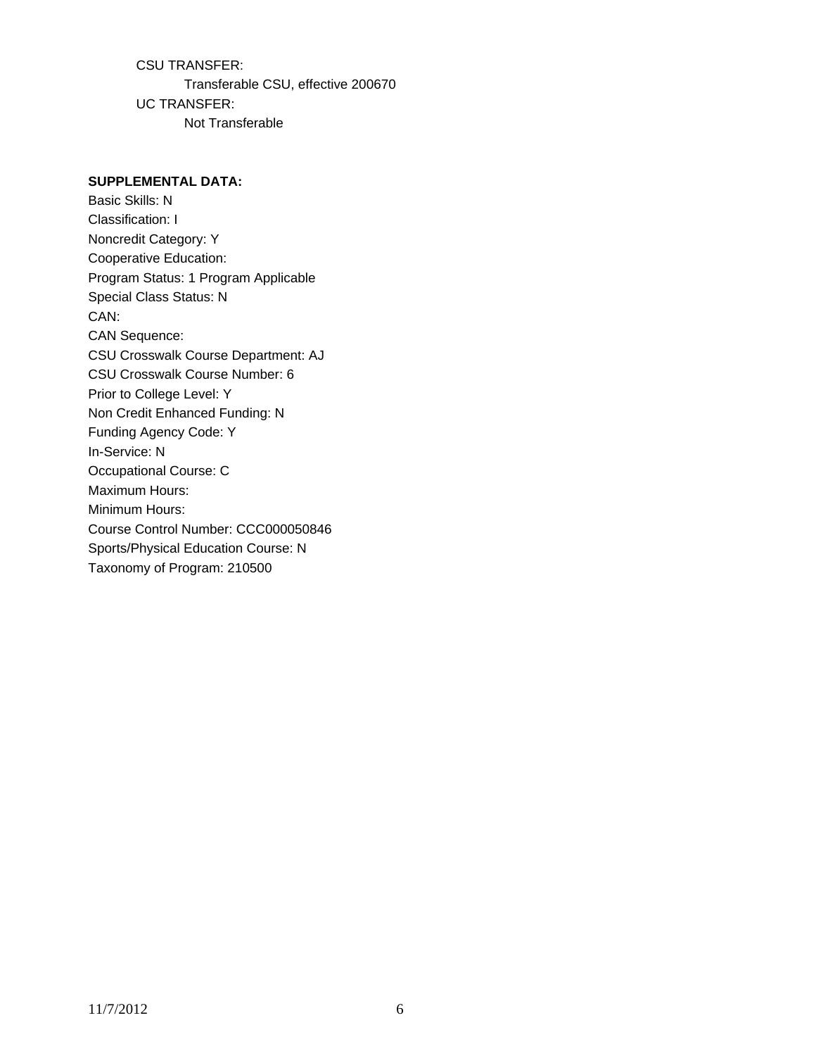CSU TRANSFER:

Transferable CSU, effective 200670

UC TRANSFER:

Not Transferable

**SUPPLEMENTAL DATA:**

Basic Skills: N
Classification: I
Noncredit Category: Y
Cooperative Education:
Program Status: 1 Program Applicable
Special Class Status: N
CAN:
CAN Sequence:
CSU Crosswalk Course Department: AJ
CSU Crosswalk Course Number: 6
Prior to College Level: Y
Non Credit Enhanced Funding: N
Funding Agency Code: Y
In-Service: N
Occupational Course: C
Maximum Hours:
Minimum Hours:
Course Control Number: CCC000050846
Sports/Physical Education Course: N
Taxonomy of Program: 210500